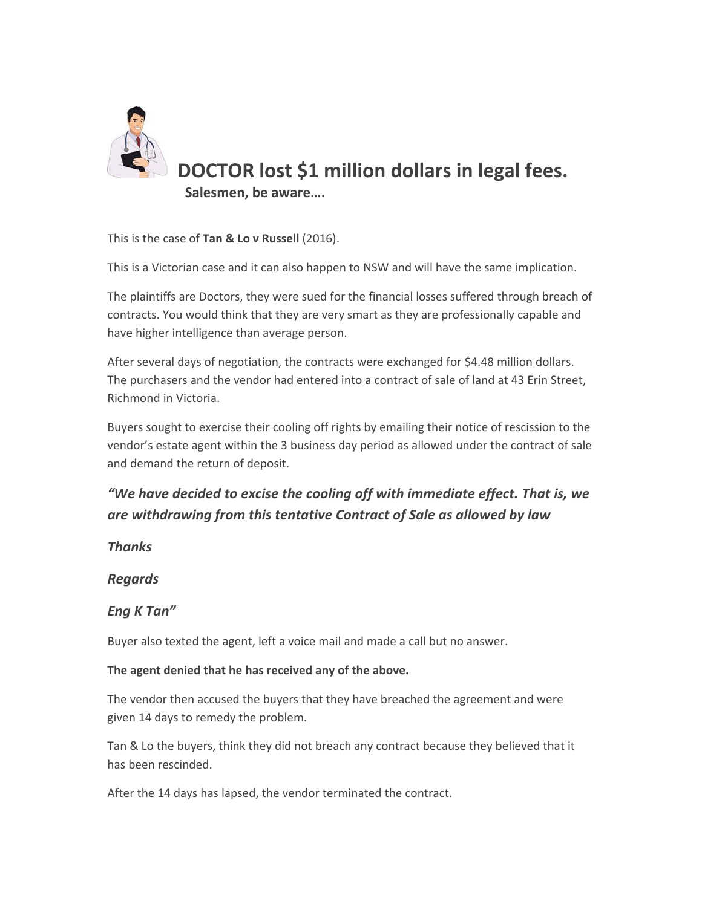# DOCTOR lost $1 million dollars in legal fees.

**Salesmen, be aware….**

This is the case of **Tan & Lo v Russell** (2016).

This is a Victorian case and it can also happen to NSW and will have the same implication.

The plaintiffs are Doctors, they were sued for the financial losses suffered through breach of contracts. You would think that they are very smart as they are professionally capable and have higher intelligence than average person.

After several days of negotiation, the contracts were exchanged for $4.48 million dollars. The purchasers and the vendor had entered into a contract of sale of land at 43 Erin Street, Richmond in Victoria.

Buyers sought to exercise their cooling off rights by emailing their notice of rescission to the vendor's estate agent within the 3 business day period as allowed under the contract of sale and demand the return of deposit.

***"We have decided to excise the cooling off with immediate effect. That is, we are withdrawing from this tentative Contract of Sale as allowed by law***

***Thanks***

***Regards***

***Eng K Tan"***

Buyer also texted the agent, left a voice mail and made a call but no answer.

**The agent denied that he has received any of the above.**

The vendor then accused the buyers that they have breached the agreement and were given 14 days to remedy the problem.

Tan & Lo the buyers, think they did not breach any contract because they believed that it has been rescinded.

After the 14 days has lapsed, the vendor terminated the contract.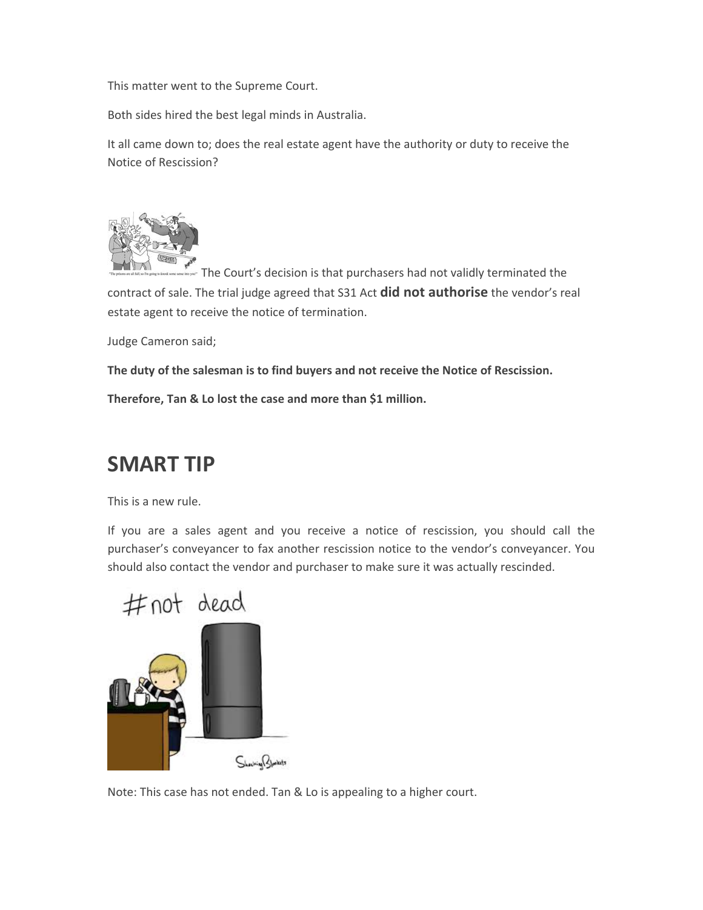This matter went to the Supreme Court.

Both sides hired the best legal minds in Australia.

It all came down to; does the real estate agent have the authority or duty to receive the Notice of Rescission?

The Court's decision is that purchasers had not validly terminated the contract of sale. The trial judge agreed that S31 Act **did not authorise** the vendor's real estate agent to receive the notice of termination.

Judge Cameron said;

**The duty of the salesman is to find buyers and not receive the Notice of Rescission.**

**Therefore, Tan & Lo lost the case and more than $1 million.**

## SMART TIP

This is a new rule.

If you are a sales agent and you receive a notice of rescission, you should call the purchaser's conveyancer to fax another rescission notice to the vendor's conveyancer. You should also contact the vendor and purchaser to make sure it was actually rescinded.

Note: This case has not ended. Tan & Lo is appealing to a higher court.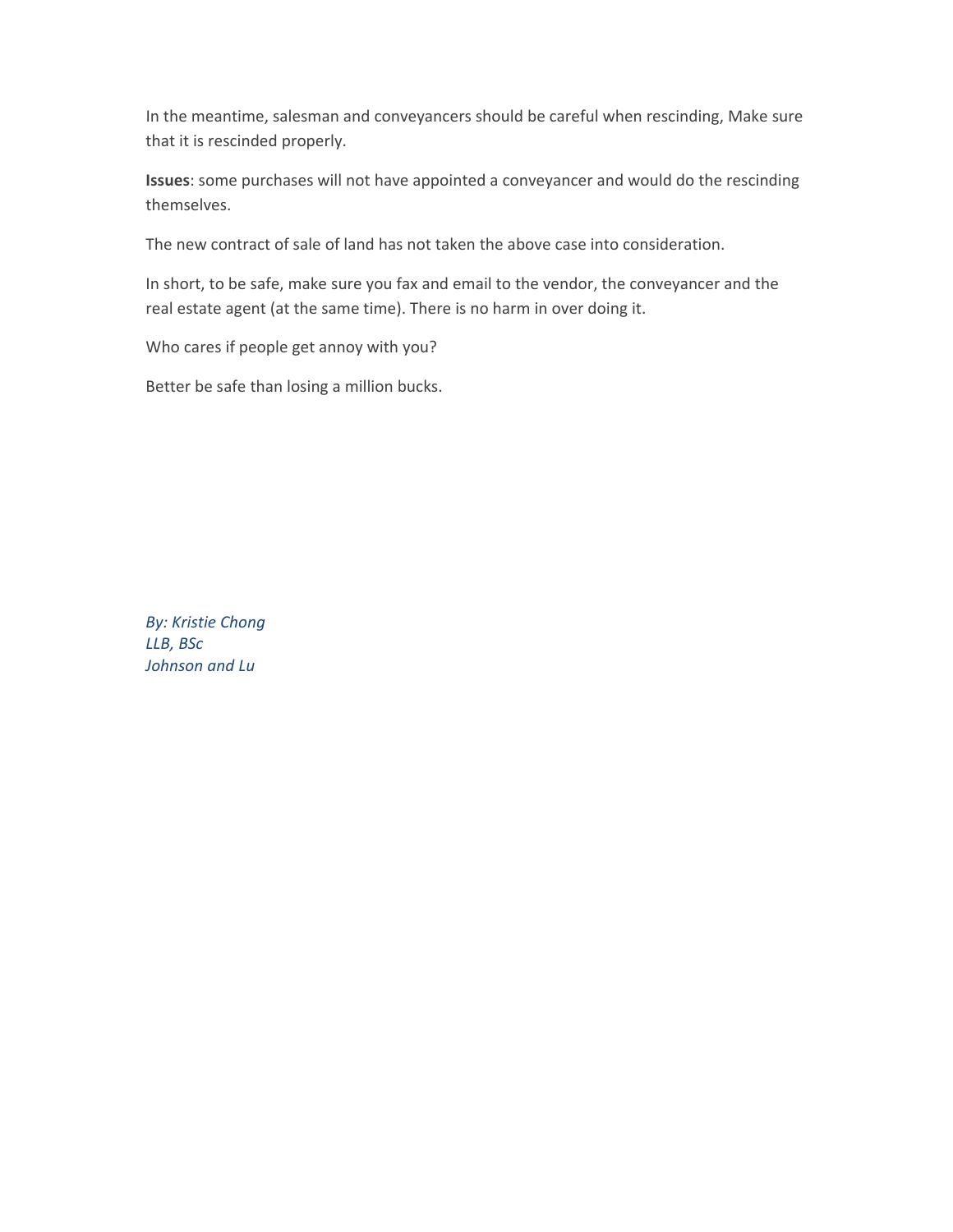In the meantime, salesman and conveyancers should be careful when rescinding, Make sure that it is rescinded properly.

**Issues**: some purchases will not have appointed a conveyancer and would do the rescinding themselves.

The new contract of sale of land has not taken the above case into consideration.

In short, to be safe, make sure you fax and email to the vendor, the conveyancer and the real estate agent (at the same time). There is no harm in over doing it.

Who cares if people get annoy with you?

Better be safe than losing a million bucks.

*By: Kristie Chong*
*LLB, BSc*
*Johnson and Lu*